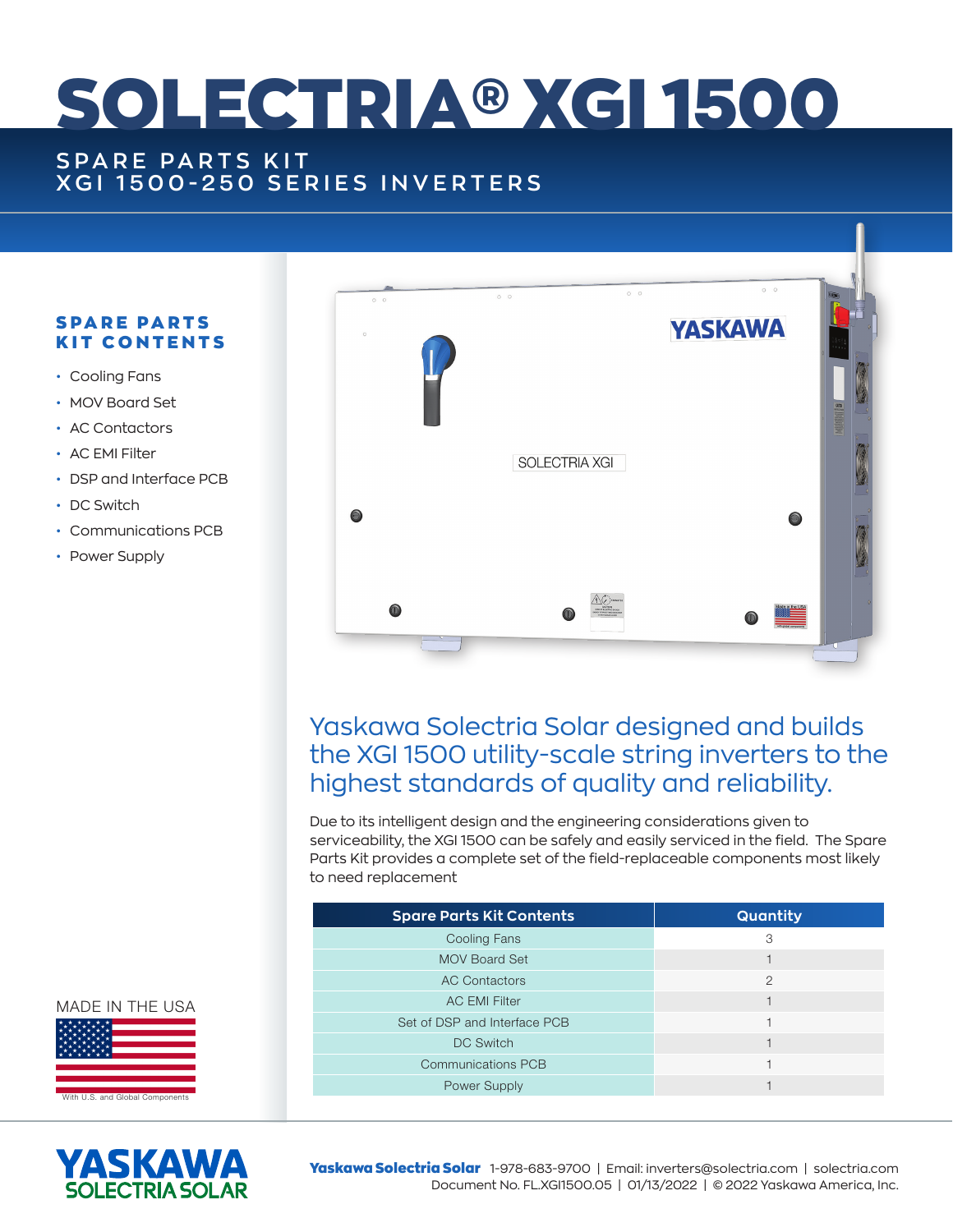# SOLECTRIA® XGI 1500

## SPARE PARTS KIT
## XGI 1500-250 SERIES INVERTERS

### SPARE PARTS KIT CONTENTS

- Cooling Fans
- MOV Board Set
- AC Contactors
- AC EMI Filter
- DSP and Interface PCB
- DC Switch
- Communications PCB
- Power Supply

MADE IN THE USA

With U.S. and Global Components

## Yaskawa Solectria Solar designed and builds the XGI 1500 utility-scale string inverters to the highest standards of quality and reliability.

Due to its intelligent design and the engineering considerations given to serviceability, the XGI 1500 can be safely and easily serviced in the field. The Spare Parts Kit provides a complete set of the field-replaceable components most likely to need replacement

| Spare Parts Kit Contents | Quantity |
|---|---|
| Cooling Fans | 3 |
| MOV Board Set | 1 |
| AC Contactors | 2 |
| AC EMI Filter | 1 |
| Set of DSP and Interface PCB | 1 |
| DC Switch | 1 |
| Communications PCB | 1 |
| Power Supply | 1 |

**Yaskawa Solectria Solar** 1-978-683-9700 | Email: inverters@solectria.com | solectria.com
Document No. FL.XGI1500.05 | 01/13/2022 | © 2022 Yaskawa America, Inc.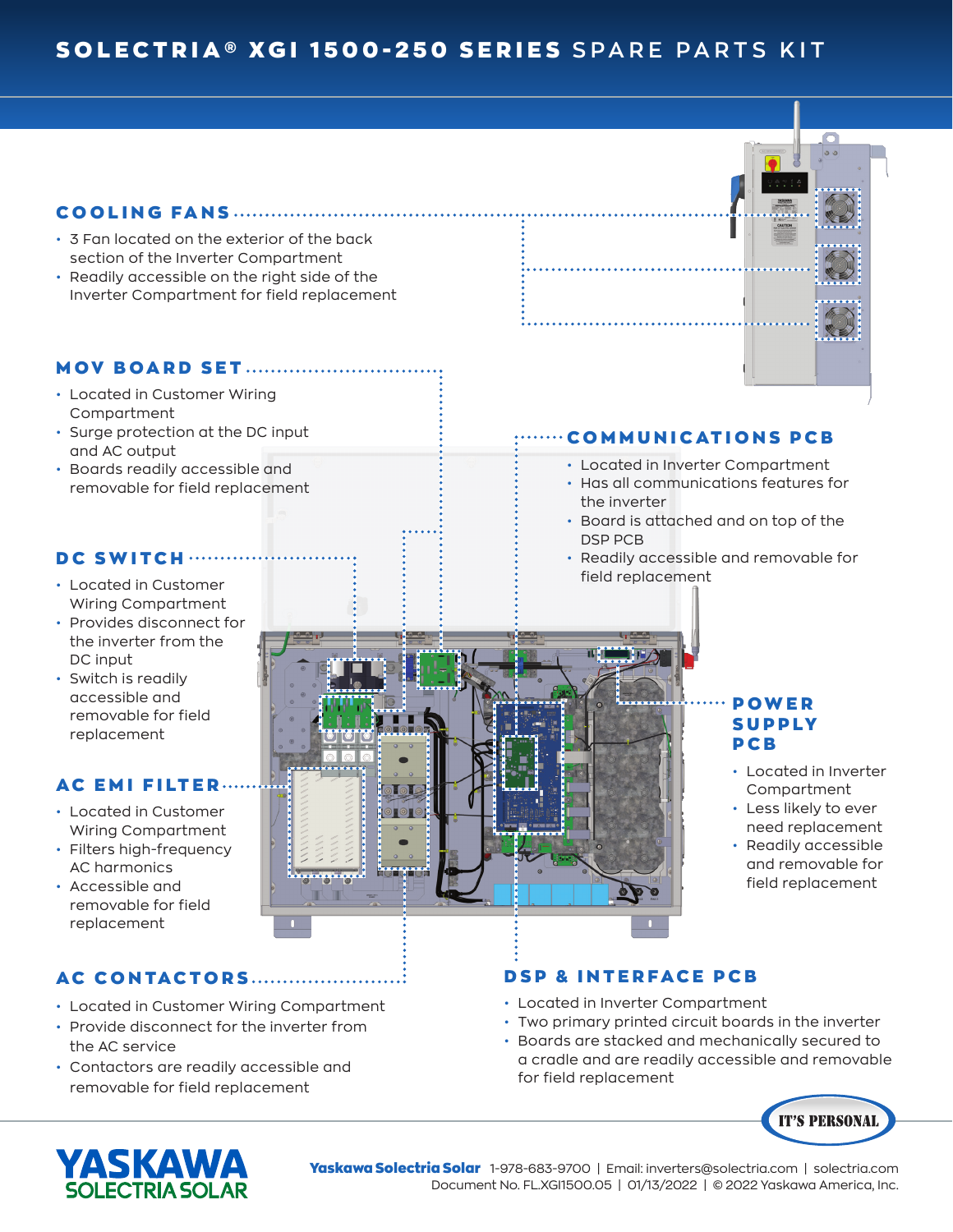# SOLECTRIA® XGI 1500-250 SERIES SPARE PARTS KIT

## COOLING FANS

- 3 Fan located on the exterior of the back section of the Inverter Compartment
- Readily accessible on the right side of the Inverter Compartment for field replacement

## MOV BOARD SET

- Located in Customer Wiring Compartment
- Surge protection at the DC input and AC output
- Boards readily accessible and removable for field replacement

## COMMUNICATIONS PCB

- Located in Inverter Compartment
- Has all communications features for the inverter
- Board is attached and on top of the DSP PCB
- Readily accessible and removable for field replacement

## DC SWITCH

- Located in Customer Wiring Compartment
- Provides disconnect for the inverter from the DC input
- Switch is readily accessible and removable for field replacement

## POWER SUPPLY PCB

- Located in Inverter Compartment
- Less likely to ever need replacement
- Readily accessible and removable for field replacement

## AC EMI FILTER

- Located in Customer Wiring Compartment
- Filters high-frequency AC harmonics
- Accessible and removable for field replacement

## AC CONTACTORS

- Located in Customer Wiring Compartment
- Provide disconnect for the inverter from the AC service
- Contactors are readily accessible and removable for field replacement

## DSP & INTERFACE PCB

- Located in Inverter Compartment
- Two primary printed circuit boards in the inverter
- Boards are stacked and mechanically secured to a cradle and are readily accessible and removable for field replacement

IT'S PERSONAL

YASKAWA SOLECTRIA SOLAR

**Yaskawa Solectria Solar** 1-978-683-9700 | Email: inverters@solectria.com | solectria.com
Document No. FL.XGI1500.05 | 01/13/2022 | © 2022 Yaskawa America, Inc.